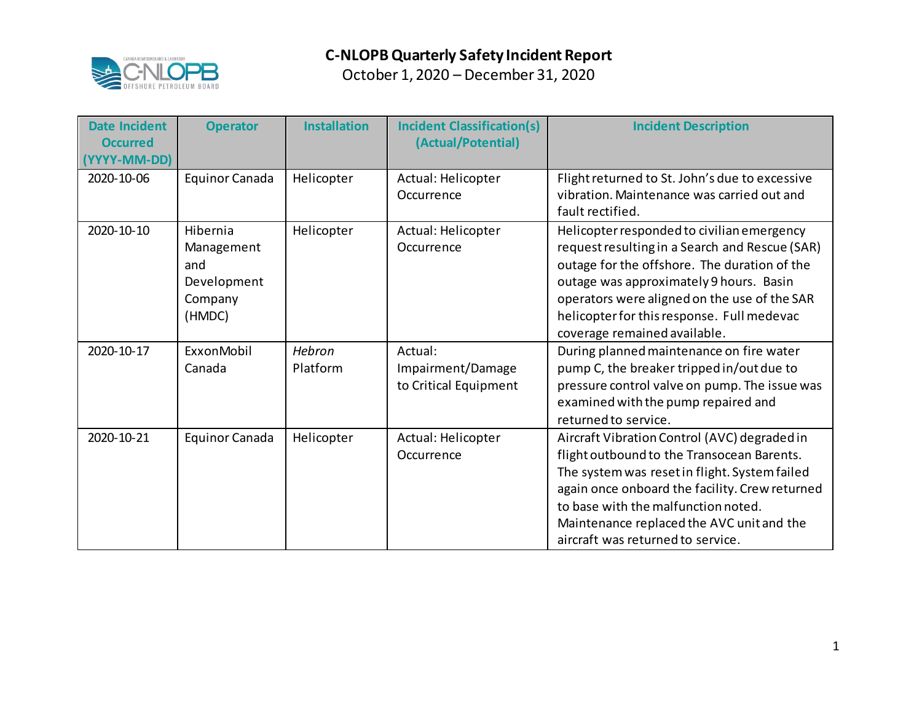# C-NLOPB Quarterly Safety Incident Report

October 1, 2020 – December 31, 2020

| Date Incident Occurred (YYYY-MM-DD) | Operator | Installation | Incident Classification(s) (Actual/Potential) | Incident Description |
|---|---|---|---|---|
| 2020-10-06 | Equinor Canada | Helicopter | Actual: Helicopter Occurrence | Flight returned to St. John's due to excessive vibration. Maintenance was carried out and fault rectified. |
| 2020-10-10 | Hibernia Management and Development Company (HMDC) | Helicopter | Actual: Helicopter Occurrence | Helicopter responded to civilian emergency request resulting in a Search and Rescue (SAR) outage for the offshore. The duration of the outage was approximately 9 hours. Basin operators were aligned on the use of the SAR helicopter for this response. Full medevac coverage remained available. |
| 2020-10-17 | ExxonMobil Canada | *Hebron* Platform | Actual: Impairment/Damage to Critical Equipment | During planned maintenance on fire water pump C, the breaker tripped in/out due to pressure control valve on pump. The issue was examined with the pump repaired and returned to service. |
| 2020-10-21 | Equinor Canada | Helicopter | Actual: Helicopter Occurrence | Aircraft Vibration Control (AVC) degraded in flight outbound to the Transocean Barents. The system was reset in flight. System failed again once onboard the facility. Crew returned to base with the malfunction noted. Maintenance replaced the AVC unit and the aircraft was returned to service. |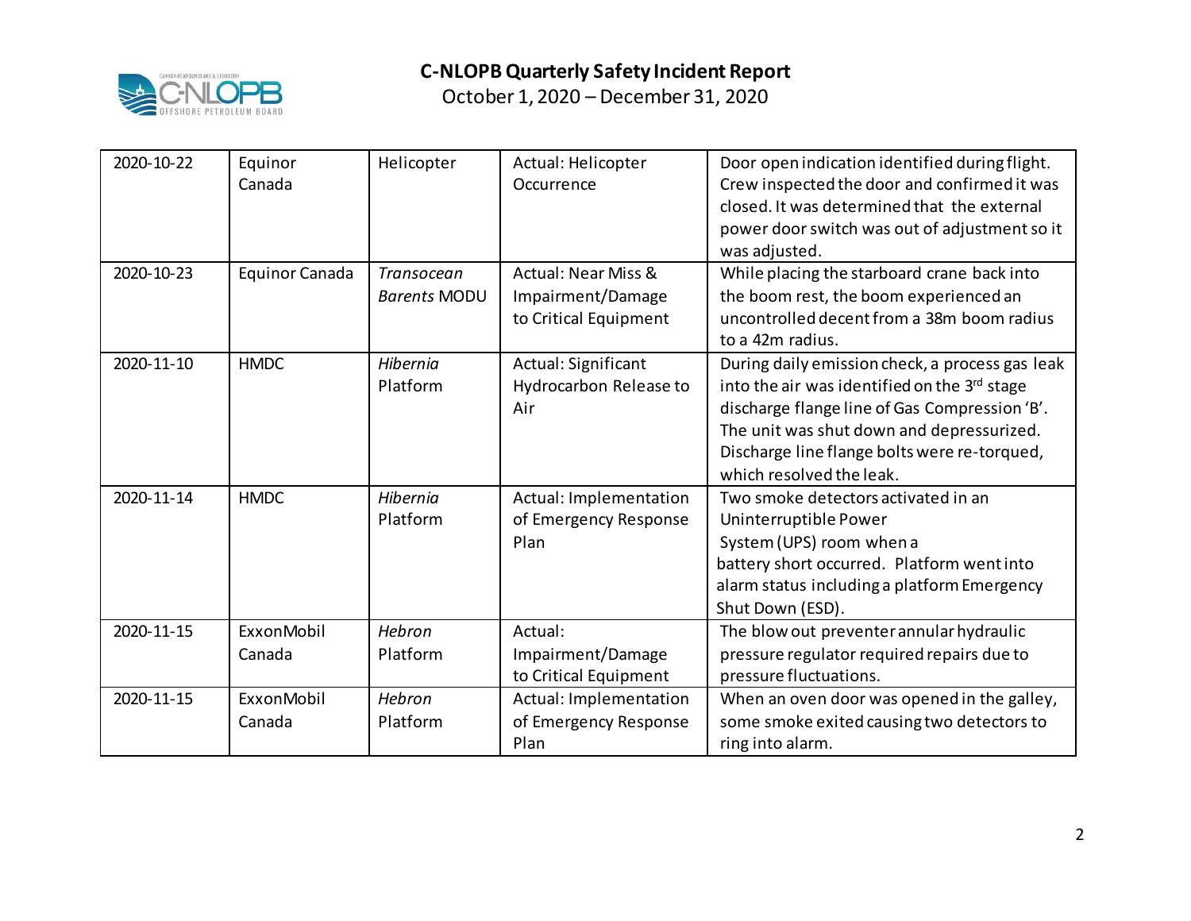# C-NLOPB Quarterly Safety Incident Report

October 1, 2020 – December 31, 2020

| | | | | |
|---|---|---|---|---|
| 2020-10-22 | Equinor Canada | Helicopter | Actual: Helicopter Occurrence | Door open indication identified during flight. Crew inspected the door and confirmed it was closed. It was determined that the external power door switch was out of adjustment so it was adjusted. |
| 2020-10-23 | Equinor Canada | *Transocean Barents* MODU | Actual: Near Miss & Impairment/Damage to Critical Equipment | While placing the starboard crane back into the boom rest, the boom experienced an uncontrolled decent from a 38m boom radius to a 42m radius. |
| 2020-11-10 | HMDC | *Hibernia* Platform | Actual: Significant Hydrocarbon Release to Air | During daily emission check, a process gas leak into the air was identified on the 3rd stage discharge flange line of Gas Compression 'B'. The unit was shut down and depressurized. Discharge line flange bolts were re-torqued, which resolved the leak. |
| 2020-11-14 | HMDC | *Hibernia* Platform | Actual: Implementation of Emergency Response Plan | Two smoke detectors activated in an Uninterruptible Power System (UPS) room when a battery short occurred. Platform went into alarm status including a platform Emergency Shut Down (ESD). |
| 2020-11-15 | ExxonMobil Canada | *Hebron* Platform | Actual: Impairment/Damage to Critical Equipment | The blow out preventer annular hydraulic pressure regulator required repairs due to pressure fluctuations. |
| 2020-11-15 | ExxonMobil Canada | *Hebron* Platform | Actual: Implementation of Emergency Response Plan | When an oven door was opened in the galley, some smoke exited causing two detectors to ring into alarm. |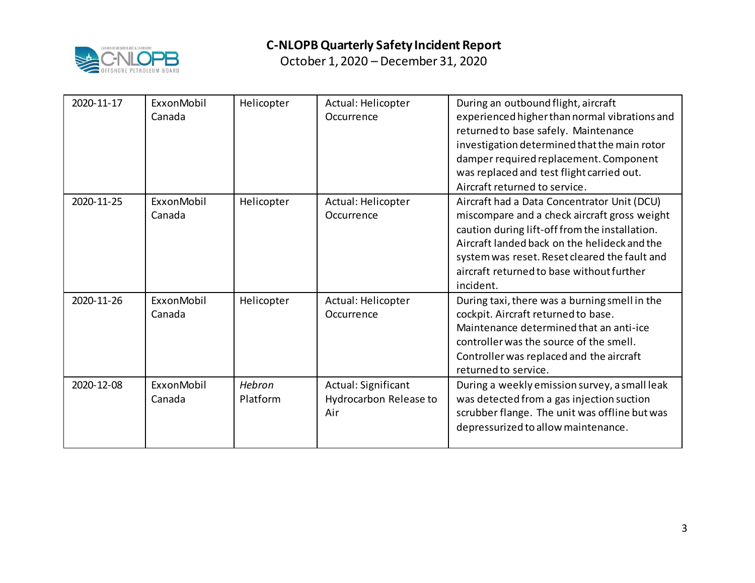# C-NLOPB Quarterly Safety Incident Report

October 1, 2020 – December 31, 2020

| | | | | |
|---|---|---|---|---|
| 2020-11-17 | ExxonMobil Canada | Helicopter | Actual: Helicopter Occurrence | During an outbound flight, aircraft experienced higher than normal vibrations and returned to base safely. Maintenance investigation determined that the main rotor damper required replacement. Component was replaced and test flight carried out. Aircraft returned to service. |
| 2020-11-25 | ExxonMobil Canada | Helicopter | Actual: Helicopter Occurrence | Aircraft had a Data Concentrator Unit (DCU) miscompare and a check aircraft gross weight caution during lift-off from the installation. Aircraft landed back on the helideck and the system was reset. Reset cleared the fault and aircraft returned to base without further incident. |
| 2020-11-26 | ExxonMobil Canada | Helicopter | Actual: Helicopter Occurrence | During taxi, there was a burning smell in the cockpit. Aircraft returned to base. Maintenance determined that an anti-ice controller was the source of the smell. Controller was replaced and the aircraft returned to service. |
| 2020-12-08 | ExxonMobil Canada | *Hebron* Platform | Actual: Significant Hydrocarbon Release to Air | During a weekly emission survey, a small leak was detected from a gas injection suction scrubber flange. The unit was offline but was depressurized to allow maintenance. |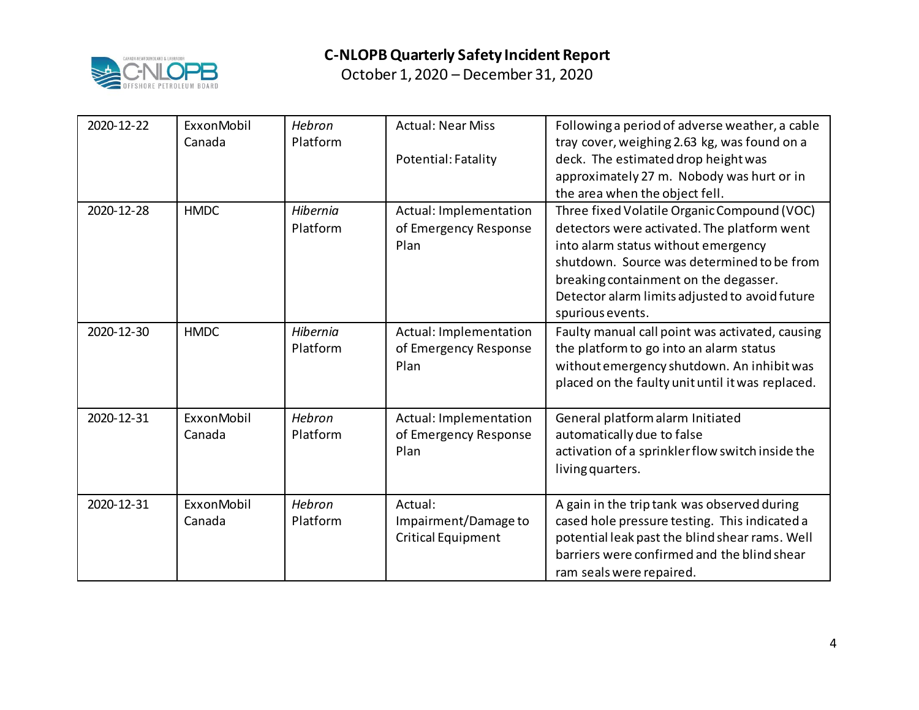# C-NLOPB Quarterly Safety Incident Report

October 1, 2020 – December 31, 2020

| | | | | |
|---|---|---|---|---|
| 2020-12-22 | ExxonMobil Canada | *Hebron* Platform | Actual: Near Miss<br><br>Potential: Fatality | Following a period of adverse weather, a cable tray cover, weighing 2.63 kg, was found on a deck. The estimated drop height was approximately 27 m. Nobody was hurt or in the area when the object fell. |
| 2020-12-28 | HMDC | *Hibernia* Platform | Actual: Implementation of Emergency Response Plan | Three fixed Volatile Organic Compound (VOC) detectors were activated. The platform went into alarm status without emergency shutdown. Source was determined to be from breaking containment on the degasser. Detector alarm limits adjusted to avoid future spurious events. |
| 2020-12-30 | HMDC | *Hibernia* Platform | Actual: Implementation of Emergency Response Plan | Faulty manual call point was activated, causing the platform to go into an alarm status without emergency shutdown. An inhibit was placed on the faulty unit until it was replaced. |
| 2020-12-31 | ExxonMobil Canada | *Hebron* Platform | Actual: Implementation of Emergency Response Plan | General platform alarm Initiated automatically due to false activation of a sprinkler flow switch inside the living quarters. |
| 2020-12-31 | ExxonMobil Canada | *Hebron* Platform | Actual: Impairment/Damage to Critical Equipment | A gain in the trip tank was observed during cased hole pressure testing. This indicated a potential leak past the blind shear rams. Well barriers were confirmed and the blind shear ram seals were repaired. |